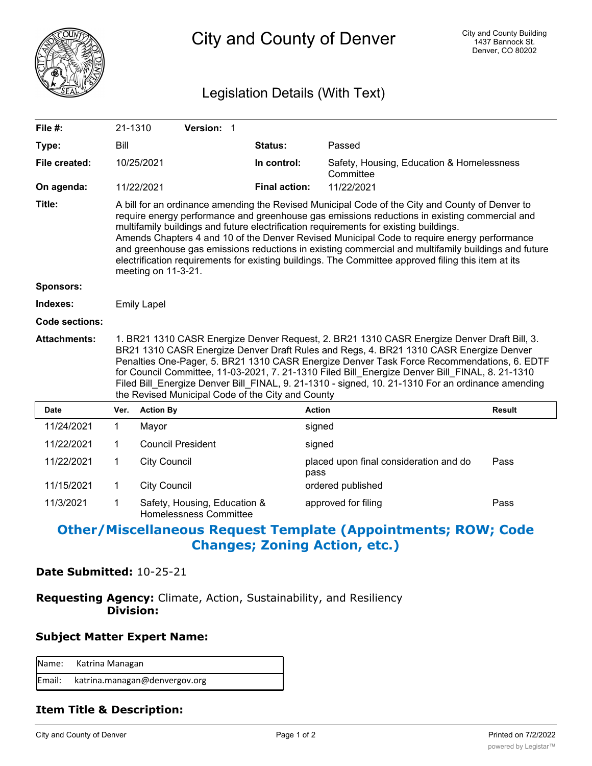# City and County of Denver

City and County Building
1437 Bannock St.
Denver, CO 80202

## Legislation Details (With Text)

| | | | |
|---|---|---|---|
| **File #:** | 21-1310 **Version:** 1 | | |
| **Type:** | Bill | **Status:** | Passed |
| **File created:** | 10/25/2021 | **In control:** | Safety, Housing, Education & Homelessness Committee |
| **On agenda:** | 11/22/2021 | **Final action:** | 11/22/2021 |

**Title:** A bill for an ordinance amending the Revised Municipal Code of the City and County of Denver to require energy performance and greenhouse gas emissions reductions in existing commercial and multifamily buildings and future electrification requirements for existing buildings.
Amends Chapters 4 and 10 of the Denver Revised Municipal Code to require energy performance and greenhouse gas emissions reductions in existing commercial and multifamily buildings and future electrification requirements for existing buildings. The Committee approved filing this item at its meeting on 11-3-21.

**Sponsors:**

**Indexes:** Emily Lapel

**Code sections:**

**Attachments:** 1. BR21 1310 CASR Energize Denver Request, 2. BR21 1310 CASR Energize Denver Draft Bill, 3. BR21 1310 CASR Energize Denver Draft Rules and Regs, 4. BR21 1310 CASR Energize Denver Penalties One-Pager, 5. BR21 1310 CASR Energize Denver Task Force Recommendations, 6. EDTF for Council Committee, 11-03-2021, 7. 21-1310 Filed Bill_Energize Denver Bill_FINAL, 8. 21-1310 Filed Bill_Energize Denver Bill_FINAL, 9. 21-1310 - signed, 10. 21-1310 For an ordinance amending the Revised Municipal Code of the City and County

| Date | Ver. | Action By | Action | Result |
|---|---|---|---|---|
| 11/24/2021 | 1 | Mayor | signed | |
| 11/22/2021 | 1 | Council President | signed | |
| 11/22/2021 | 1 | City Council | placed upon final consideration and do pass | Pass |
| 11/15/2021 | 1 | City Council | ordered published | |
| 11/3/2021 | 1 | Safety, Housing, Education & Homelessness Committee | approved for filing | Pass |

## Other/Miscellaneous Request Template (Appointments; ROW; Code Changes; Zoning Action, etc.)

**Date Submitted:** 10-25-21

**Requesting Agency:** Climate, Action, Sustainability, and Resiliency
**Division:**

### Subject Matter Expert Name:

| | |
|---|---|
| Name: | Katrina Managan |
| Email: | katrina.managan@denvergov.org |

### Item Title & Description: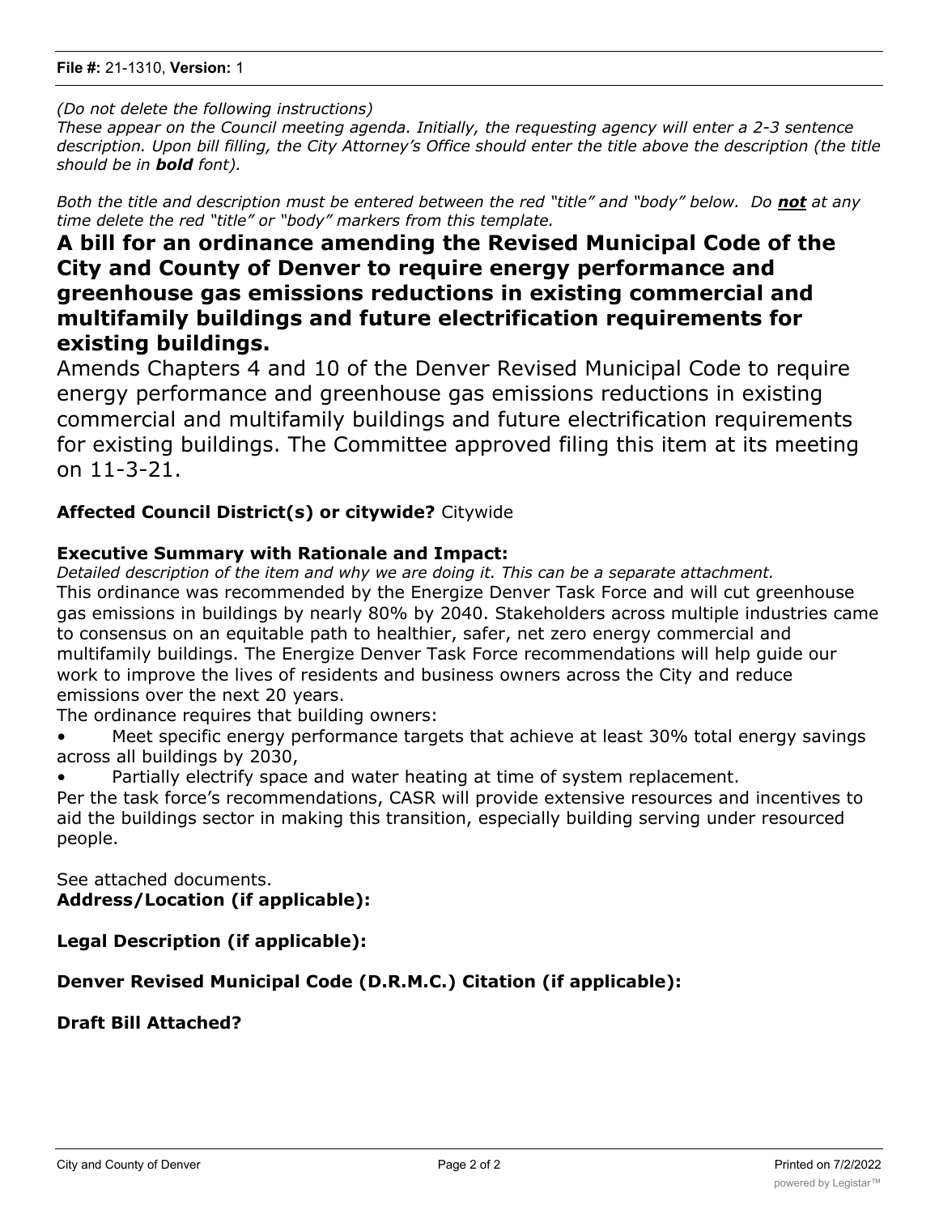*(Do not delete the following instructions)*
*These appear on the Council meeting agenda. Initially, the requesting agency will enter a 2-3 sentence description. Upon bill filling, the City Attorney's Office should enter the title above the description (the title should be in **bold** font).*

*Both the title and description must be entered between the red "title" and "body" below. Do **not** at any time delete the red "title" or "body" markers from this template.*

**A bill for an ordinance amending the Revised Municipal Code of the City and County of Denver to require energy performance and greenhouse gas emissions reductions in existing commercial and multifamily buildings and future electrification requirements for existing buildings.**

Amends Chapters 4 and 10 of the Denver Revised Municipal Code to require energy performance and greenhouse gas emissions reductions in existing commercial and multifamily buildings and future electrification requirements for existing buildings. The Committee approved filing this item at its meeting on 11-3-21.

**Affected Council District(s) or citywide?** Citywide

**Executive Summary with Rationale and Impact:**

*Detailed description of the item and why we are doing it. This can be a separate attachment.*

This ordinance was recommended by the Energize Denver Task Force and will cut greenhouse gas emissions in buildings by nearly 80% by 2040. Stakeholders across multiple industries came to consensus on an equitable path to healthier, safer, net zero energy commercial and multifamily buildings. The Energize Denver Task Force recommendations will help guide our work to improve the lives of residents and business owners across the City and reduce emissions over the next 20 years.

The ordinance requires that building owners:

- Meet specific energy performance targets that achieve at least 30% total energy savings across all buildings by 2030,
- Partially electrify space and water heating at time of system replacement.

Per the task force's recommendations, CASR will provide extensive resources and incentives to aid the buildings sector in making this transition, especially building serving under resourced people.

See attached documents.

**Address/Location (if applicable):**

**Legal Description (if applicable):**

**Denver Revised Municipal Code (D.R.M.C.) Citation (if applicable):**

**Draft Bill Attached?**